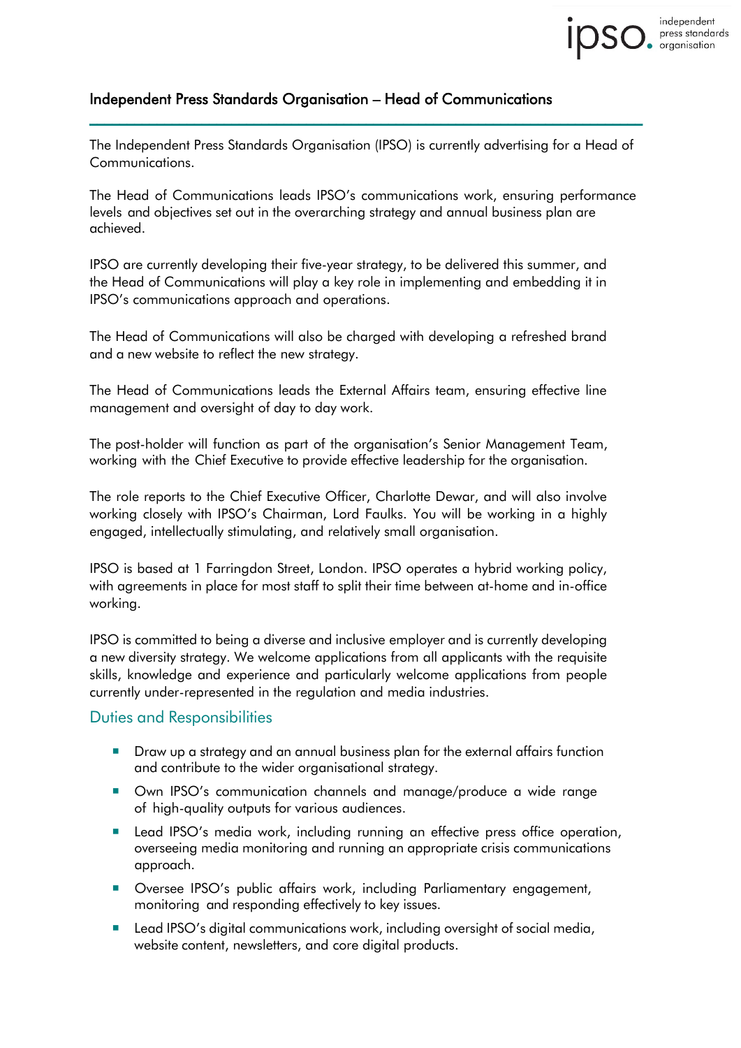## Independent Press Standards Organisation – Head of Communications

The Independent Press Standards Organisation (IPSO) is currently advertising for a Head of Communications.

The Head of Communications leads IPSO's communications work, ensuring performance levels and objectives set out in the overarching strategy and annual business plan are achieved.

IPSO are currently developing their five-year strategy, to be delivered this summer, and the Head of Communications will play a key role in implementing and embedding it in IPSO's communications approach and operations.

The Head of Communications will also be charged with developing a refreshed brand and a new website to reflect the new strategy.

The Head of Communications leads the External Affairs team, ensuring effective line management and oversight of day to day work.

The post-holder will function as part of the organisation's Senior Management Team, working with the Chief Executive to provide effective leadership for the organisation.

The role reports to the Chief Executive Officer, Charlotte Dewar, and will also involve working closely with IPSO's Chairman, Lord Faulks. You will be working in a highly engaged, intellectually stimulating, and relatively small organisation.

IPSO is based at 1 Farringdon Street, London. IPSO operates a hybrid working policy, with agreements in place for most staff to split their time between at-home and in-office working.

IPSO is committed to being a diverse and inclusive employer and is currently developing a new diversity strategy. We welcome applications from all applicants with the requisite skills, knowledge and experience and particularly welcome applications from people currently under-represented in the regulation and media industries.

### Duties and Responsibilities

- Draw up a strategy and an annual business plan for the external affairs function and contribute to the wider organisational strategy.
- Own IPSO's communication channels and manage/produce a wide range of high-quality outputs for various audiences.
- Lead IPSO's media work, including running an effective press office operation, overseeing media monitoring and running an appropriate crisis communications approach.
- Oversee IPSO's public affairs work, including Parliamentary engagement, monitoring and responding effectively to key issues.
- Lead IPSO's digital communications work, including oversight of social media, website content, newsletters, and core digital products.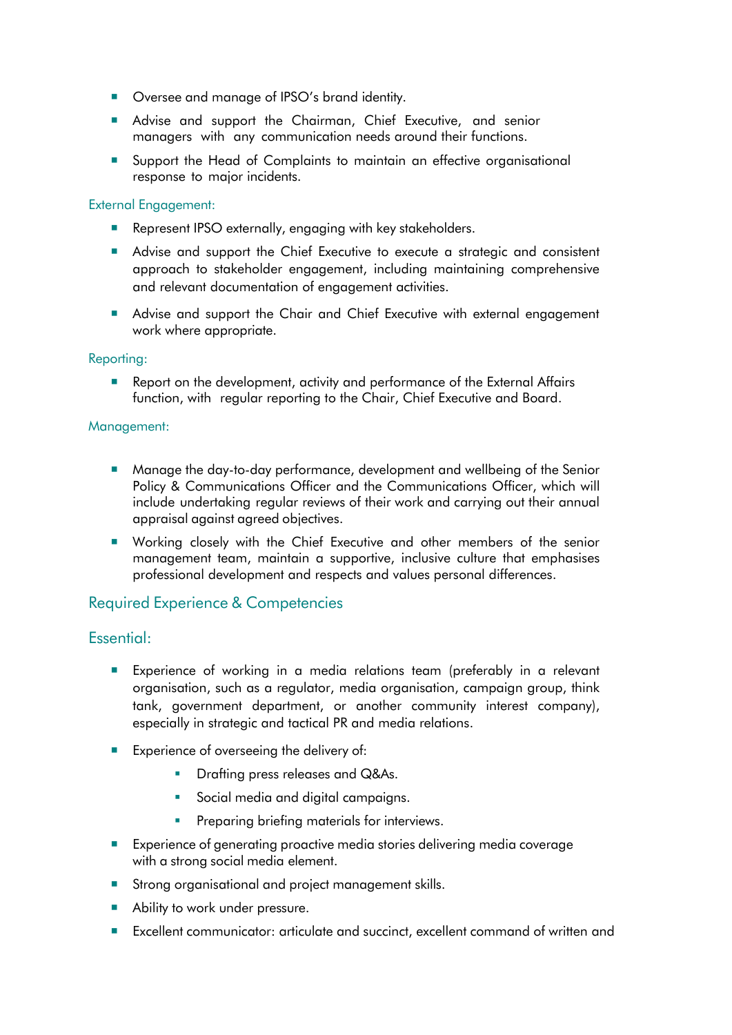- Oversee and manage of IPSO's brand identity.
- Advise and support the Chairman, Chief Executive, and senior managers with any communication needs around their functions.
- Support the Head of Complaints to maintain an effective organisational response to major incidents.

External Engagement:

- Represent IPSO externally, engaging with key stakeholders.
- Advise and support the Chief Executive to execute a strategic and consistent approach to stakeholder engagement, including maintaining comprehensive and relevant documentation of engagement activities.
- Advise and support the Chair and Chief Executive with external engagement work where appropriate.

Reporting:

- Report on the development, activity and performance of the External Affairs function, with regular reporting to the Chair, Chief Executive and Board.

Management:

- Manage the day-to-day performance, development and wellbeing of the Senior Policy & Communications Officer and the Communications Officer, which will include undertaking regular reviews of their work and carrying out their annual appraisal against agreed objectives.
- Working closely with the Chief Executive and other members of the senior management team, maintain a supportive, inclusive culture that emphasises professional development and respects and values personal differences.

## Required Experience & Competencies

### Essential:

- Experience of working in a media relations team (preferably in a relevant organisation, such as a regulator, media organisation, campaign group, think tank, government department, or another community interest company), especially in strategic and tactical PR and media relations.
- Experience of overseeing the delivery of:
  - Drafting press releases and Q&As.
  - Social media and digital campaigns.
  - Preparing briefing materials for interviews.
- Experience of generating proactive media stories delivering media coverage with a strong social media element.
- Strong organisational and project management skills.
- Ability to work under pressure.
- Excellent communicator: articulate and succinct, excellent command of written and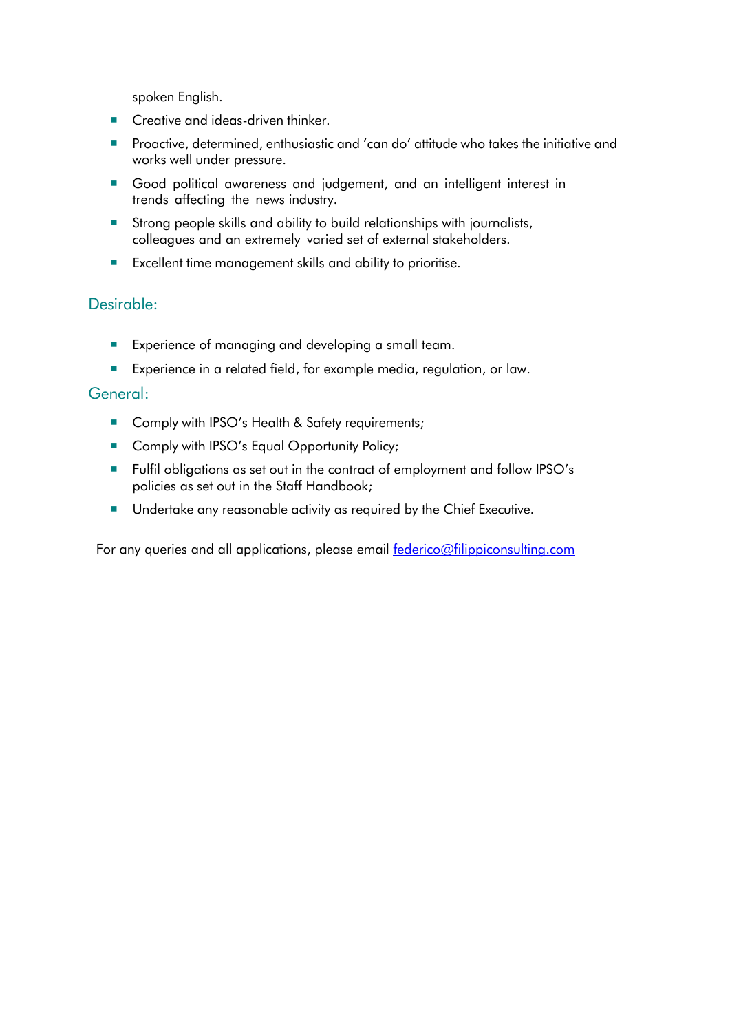spoken English.

- Creative and ideas-driven thinker.
- Proactive, determined, enthusiastic and 'can do' attitude who takes the initiative and works well under pressure.
- Good political awareness and judgement, and an intelligent interest in trends affecting the news industry.
- Strong people skills and ability to build relationships with journalists, colleagues and an extremely varied set of external stakeholders.
- Excellent time management skills and ability to prioritise.

## Desirable:

- Experience of managing and developing a small team.
- Experience in a related field, for example media, regulation, or law.

## General:

- Comply with IPSO's Health & Safety requirements;
- Comply with IPSO's Equal Opportunity Policy;
- Fulfil obligations as set out in the contract of employment and follow IPSO's policies as set out in the Staff Handbook;
- Undertake any reasonable activity as required by the Chief Executive.

For any queries and all applications, please email federico@filippiconsulting.com